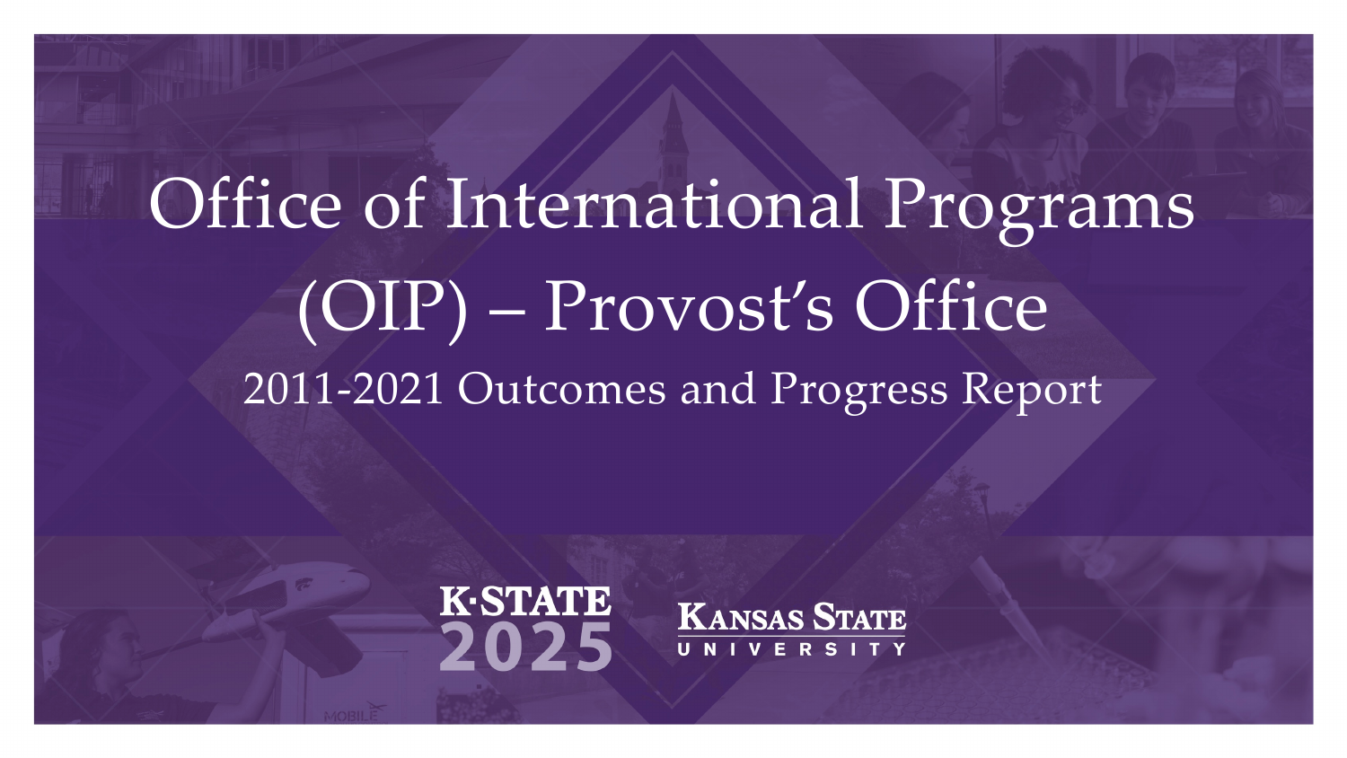# Office of International Programs (OIP) – Provost's Office

## 2011-2021 Outcomes and Progress Report

K-STATE 2025

KANSAS STATE UNIVERSITY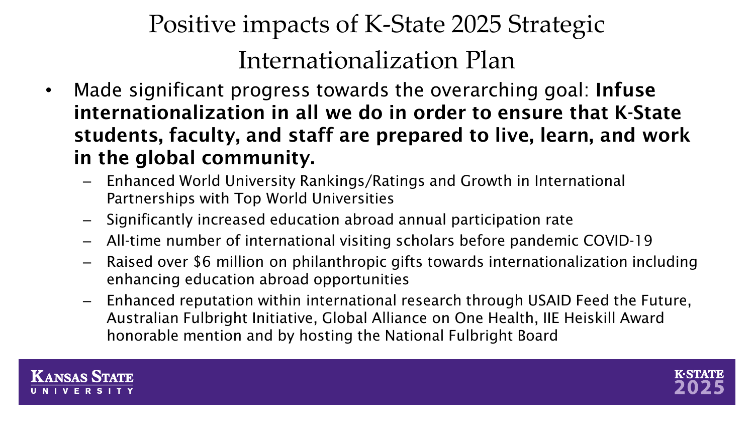# Positive impacts of K-State 2025 Strategic Internationalization Plan

- Made significant progress towards the overarching goal: **Infuse internationalization in all we do in order to ensure that K-State students, faculty, and staff are prepared to live, learn, and work in the global community.**
  - Enhanced World University Rankings/Ratings and Growth in International Partnerships with Top World Universities
  - Significantly increased education abroad annual participation rate
  - All-time number of international visiting scholars before pandemic COVID-19
  - Raised over $6 million on philanthropic gifts towards internationalization including enhancing education abroad opportunities
  - Enhanced reputation within international research through USAID Feed the Future, Australian Fulbright Initiative, Global Alliance on One Health, IIE Heiskill Award honorable mention and by hosting the National Fulbright Board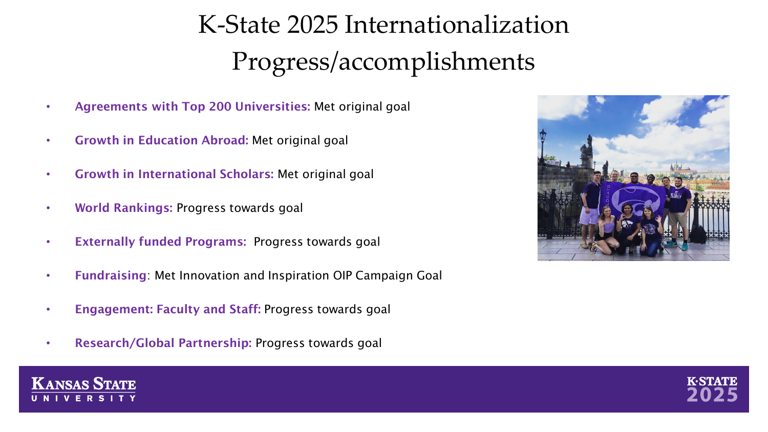# K-State 2025 Internationalization Progress/accomplishments

- **Agreements with Top 200 Universities:** Met original goal
- **Growth in Education Abroad:** Met original goal
- **Growth in International Scholars:** Met original goal
- **World Rankings:** Progress towards goal
- **Externally funded Programs:** Progress towards goal
- **Fundraising**: Met Innovation and Inspiration OIP Campaign Goal
- **Engagement: Faculty and Staff:** Progress towards goal
- **Research/Global Partnership:** Progress towards goal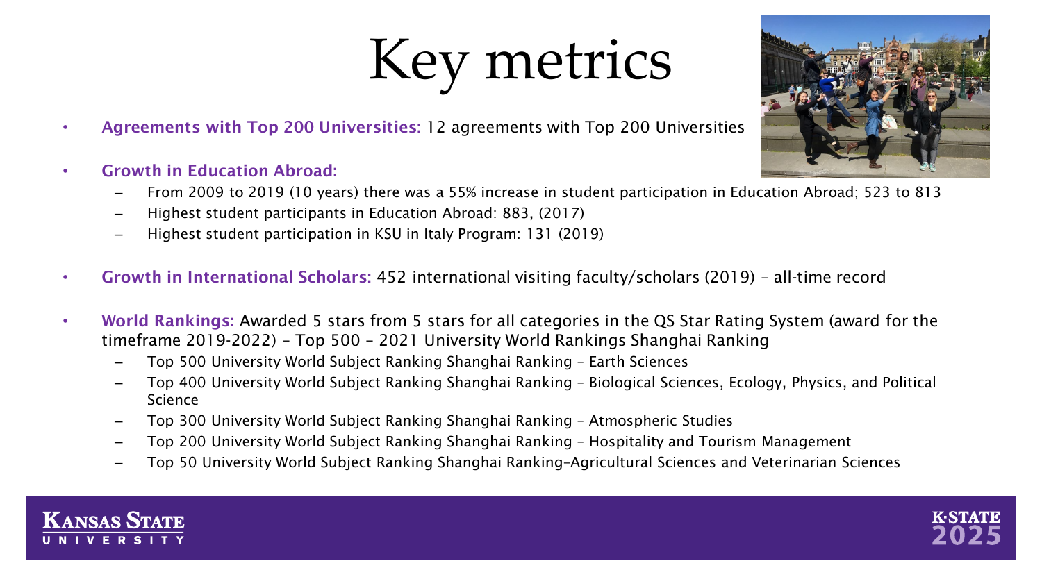# Key metrics

- **Agreements with Top 200 Universities:** 12 agreements with Top 200 Universities
- **Growth in Education Abroad:**
  - From 2009 to 2019 (10 years) there was a 55% increase in student participation in Education Abroad; 523 to 813
  - Highest student participants in Education Abroad: 883, (2017)
  - Highest student participation in KSU in Italy Program: 131 (2019)
- **Growth in International Scholars:** 452 international visiting faculty/scholars (2019) – all-time record
- **World Rankings:** Awarded 5 stars from 5 stars for all categories in the QS Star Rating System (award for the timeframe 2019-2022) – Top 500 – 2021 University World Rankings Shanghai Ranking
  - Top 500 University World Subject Ranking Shanghai Ranking – Earth Sciences
  - Top 400 University World Subject Ranking Shanghai Ranking – Biological Sciences, Ecology, Physics, and Political Science
  - Top 300 University World Subject Ranking Shanghai Ranking – Atmospheric Studies
  - Top 200 University World Subject Ranking Shanghai Ranking – Hospitality and Tourism Management
  - Top 50 University World Subject Ranking Shanghai Ranking–Agricultural Sciences and Veterinarian Sciences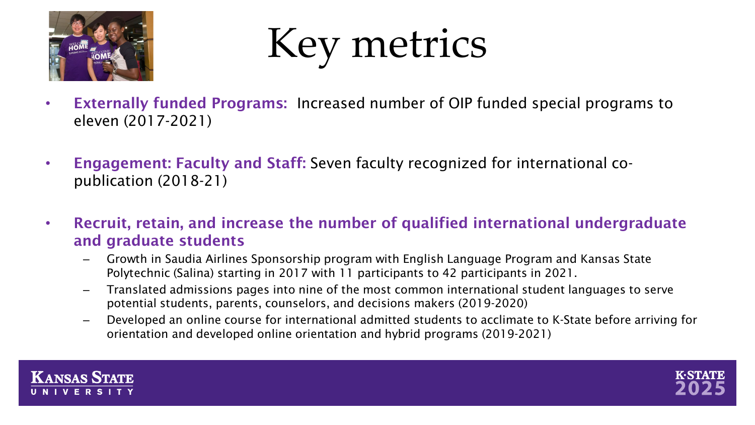# Key metrics

- **Externally funded Programs:** Increased number of OIP funded special programs to eleven (2017-2021)
- **Engagement: Faculty and Staff:** Seven faculty recognized for international co-publication (2018-21)
- **Recruit, retain, and increase the number of qualified international undergraduate and graduate students**
  - Growth in Saudia Airlines Sponsorship program with English Language Program and Kansas State Polytechnic (Salina) starting in 2017 with 11 participants to 42 participants in 2021.
  - Translated admissions pages into nine of the most common international student languages to serve potential students, parents, counselors, and decisions makers (2019-2020)
  - Developed an online course for international admitted students to acclimate to K-State before arriving for orientation and developed online orientation and hybrid programs (2019-2021)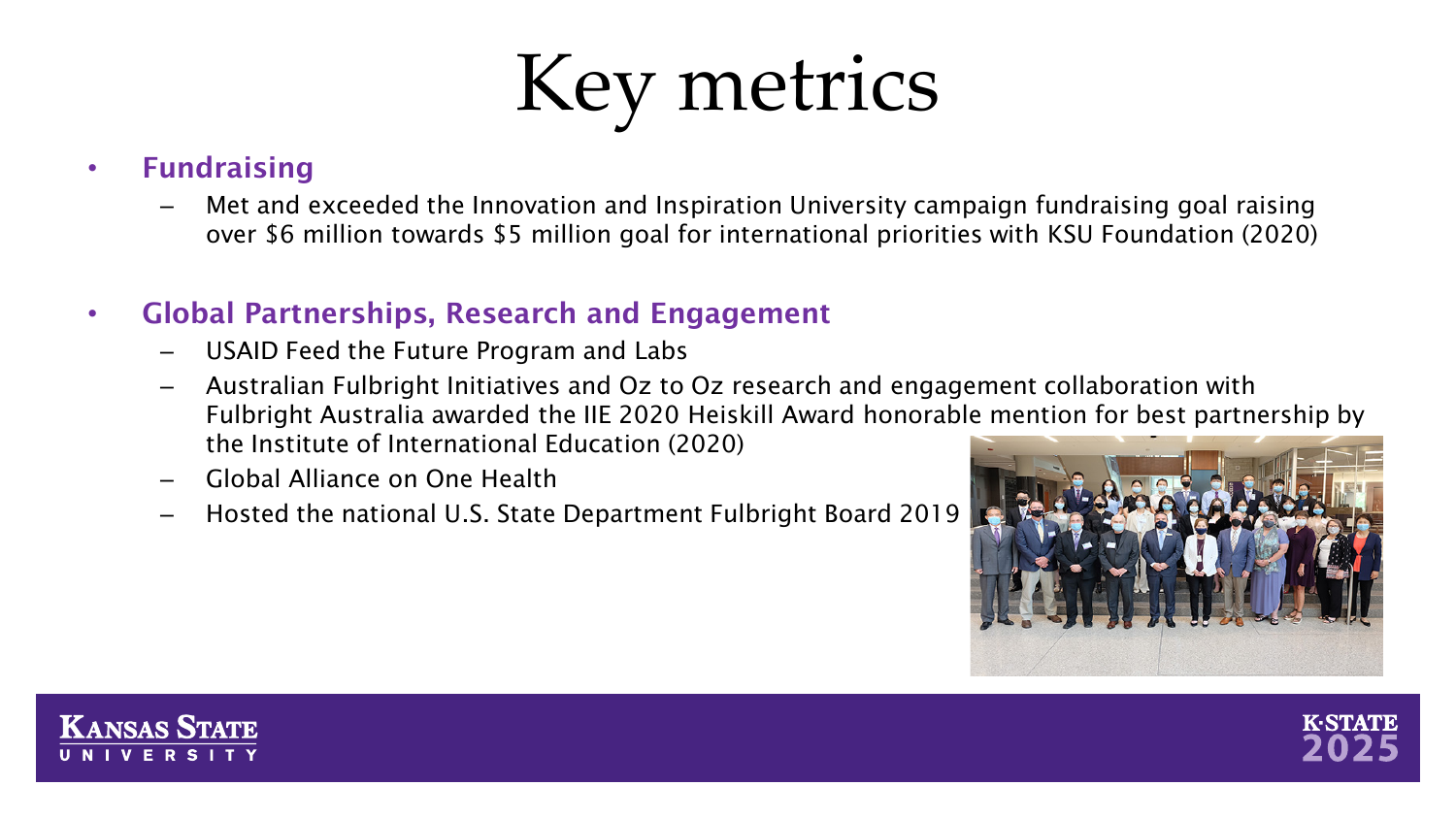# Key metrics

- **Fundraising**
  - Met and exceeded the Innovation and Inspiration University campaign fundraising goal raising over $6 million towards $5 million goal for international priorities with KSU Foundation (2020)

- **Global Partnerships, Research and Engagement**
  - USAID Feed the Future Program and Labs
  - Australian Fulbright Initiatives and Oz to Oz research and engagement collaboration with Fulbright Australia awarded the IIE 2020 Heiskill Award honorable mention for best partnership by the Institute of International Education (2020)
  - Global Alliance on One Health
  - Hosted the national U.S. State Department Fulbright Board 2019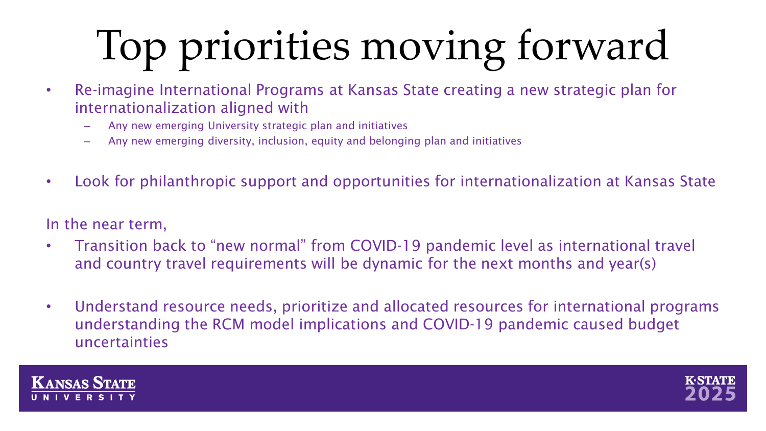# Top priorities moving forward

- Re-imagine International Programs at Kansas State creating a new strategic plan for internationalization aligned with
  - Any new emerging University strategic plan and initiatives
  - Any new emerging diversity, inclusion, equity and belonging plan and initiatives
- Look for philanthropic support and opportunities for internationalization at Kansas State

In the near term,

- Transition back to "new normal" from COVID-19 pandemic level as international travel and country travel requirements will be dynamic for the next months and year(s)
- Understand resource needs, prioritize and allocated resources for international programs understanding the RCM model implications and COVID-19 pandemic caused budget uncertainties